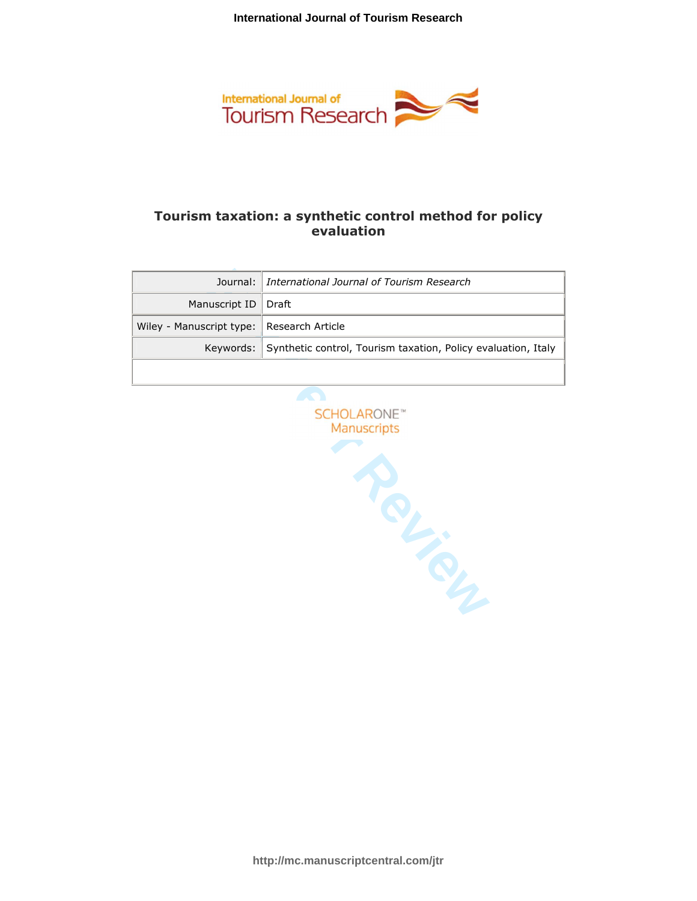# Tourism taxation: a synthetic control method for policy evaluation

| Journal: | *International Journal of Tourism Research* |
|---|---|
| Manuscript ID | Draft |
| Wiley - Manuscript type: | Research Article |
| Keywords: | Synthetic control, Tourism taxation, Policy evaluation, Italy |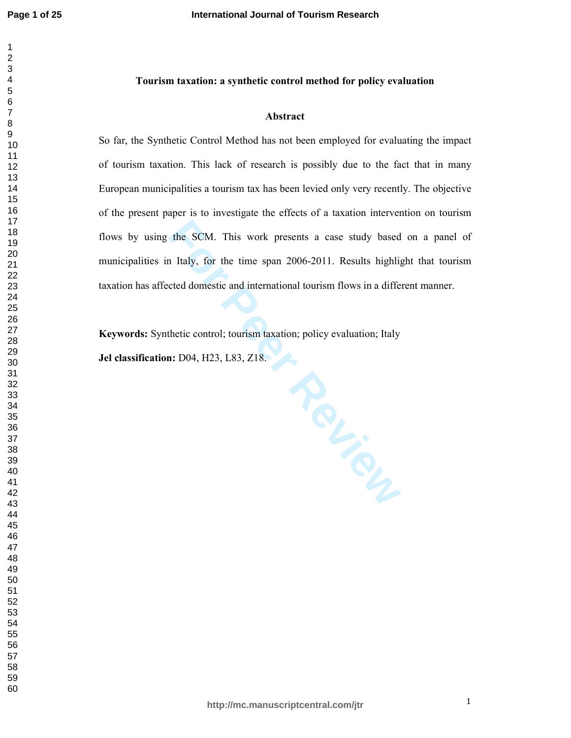**Tourism taxation: a synthetic control method for policy evaluation**

**Abstract**

So far, the Synthetic Control Method has not been employed for evaluating the impact of tourism taxation. This lack of research is possibly due to the fact that in many European municipalities a tourism tax has been levied only very recently. The objective of the present paper is to investigate the effects of a taxation intervention on tourism flows by using the SCM. This work presents a case study based on a panel of municipalities in Italy, for the time span 2006-2011. Results highlight that tourism taxation has affected domestic and international tourism flows in a different manner.

**Keywords:** Synthetic control; tourism taxation; policy evaluation; Italy

**Jel classification:** D04, H23, L83, Z18.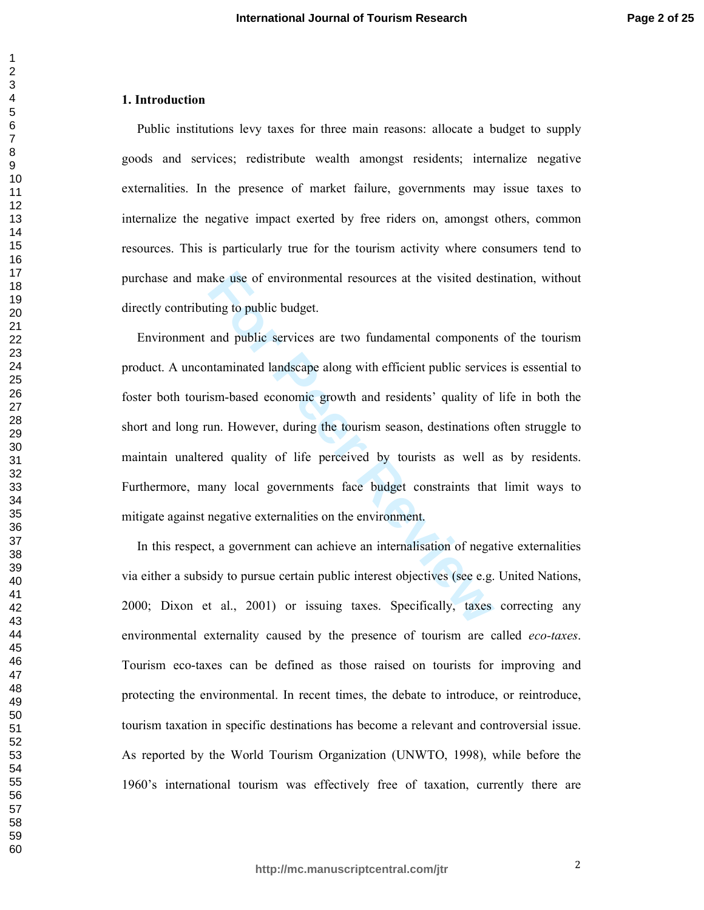## 1. Introduction

Public institutions levy taxes for three main reasons: allocate a budget to supply goods and services; redistribute wealth amongst residents; internalize negative externalities. In the presence of market failure, governments may issue taxes to internalize the negative impact exerted by free riders on, amongst others, common resources. This is particularly true for the tourism activity where consumers tend to purchase and make use of environmental resources at the visited destination, without directly contributing to public budget.

Environment and public services are two fundamental components of the tourism product. A uncontaminated landscape along with efficient public services is essential to foster both tourism-based economic growth and residents' quality of life in both the short and long run. However, during the tourism season, destinations often struggle to maintain unaltered quality of life perceived by tourists as well as by residents. Furthermore, many local governments face budget constraints that limit ways to mitigate against negative externalities on the environment.

In this respect, a government can achieve an internalisation of negative externalities via either a subsidy to pursue certain public interest objectives (see e.g. United Nations, 2000; Dixon et al., 2001) or issuing taxes. Specifically, taxes correcting any environmental externality caused by the presence of tourism are called *eco-taxes*. Tourism eco-taxes can be defined as those raised on tourists for improving and protecting the environmental. In recent times, the debate to introduce, or reintroduce, tourism taxation in specific destinations has become a relevant and controversial issue. As reported by the World Tourism Organization (UNWTO, 1998), while before the 1960's international tourism was effectively free of taxation, currently there are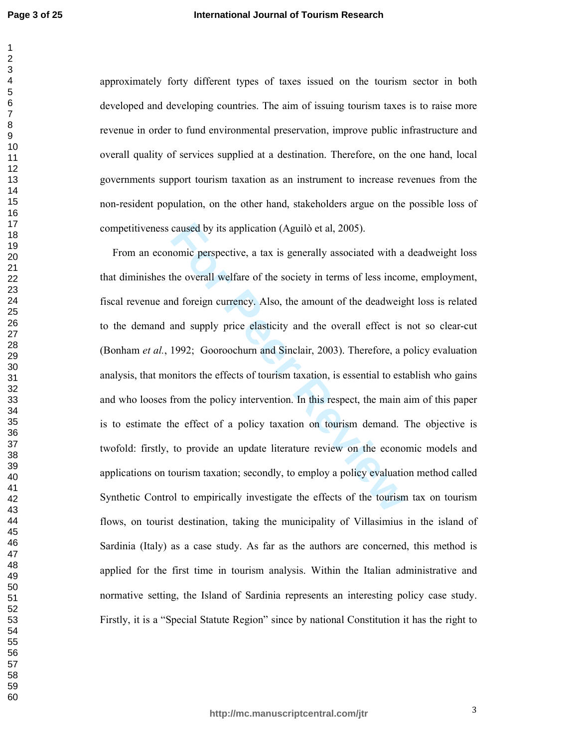approximately forty different types of taxes issued on the tourism sector in both developed and developing countries. The aim of issuing tourism taxes is to raise more revenue in order to fund environmental preservation, improve public infrastructure and overall quality of services supplied at a destination. Therefore, on the one hand, local governments support tourism taxation as an instrument to increase revenues from the non-resident population, on the other hand, stakeholders argue on the possible loss of competitiveness caused by its application (Aguilò et al, 2005).

From an economic perspective, a tax is generally associated with a deadweight loss that diminishes the overall welfare of the society in terms of less income, employment, fiscal revenue and foreign currency. Also, the amount of the deadweight loss is related to the demand and supply price elasticity and the overall effect is not so clear-cut (Bonham *et al.*, 1992; Gooroochurn and Sinclair, 2003). Therefore, a policy evaluation analysis, that monitors the effects of tourism taxation, is essential to establish who gains and who looses from the policy intervention. In this respect, the main aim of this paper is to estimate the effect of a policy taxation on tourism demand. The objective is twofold: firstly, to provide an update literature review on the economic models and applications on tourism taxation; secondly, to employ a policy evaluation method called Synthetic Control to empirically investigate the effects of the tourism tax on tourism flows, on tourist destination, taking the municipality of Villasimius in the island of Sardinia (Italy) as a case study. As far as the authors are concerned, this method is applied for the first time in tourism analysis. Within the Italian administrative and normative setting, the Island of Sardinia represents an interesting policy case study. Firstly, it is a "Special Statute Region" since by national Constitution it has the right to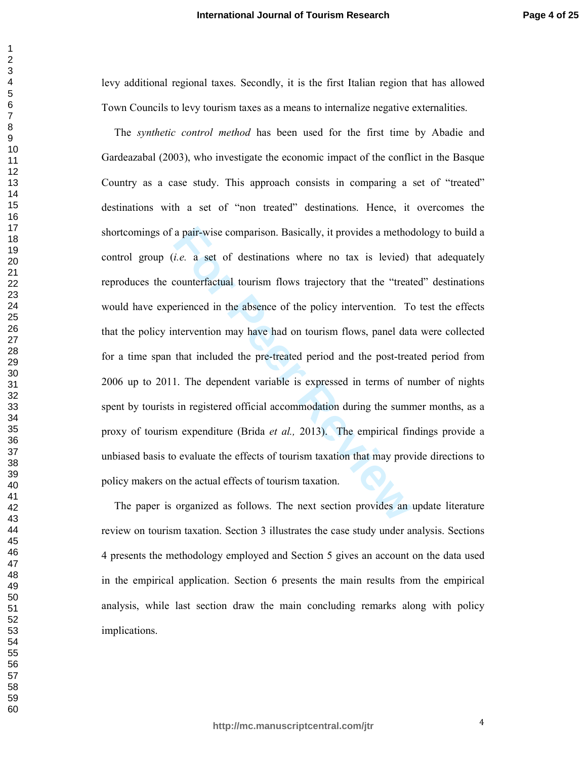levy additional regional taxes. Secondly, it is the first Italian region that has allowed Town Councils to levy tourism taxes as a means to internalize negative externalities.

The *synthetic control method* has been used for the first time by Abadie and Gardeazabal (2003), who investigate the economic impact of the conflict in the Basque Country as a case study. This approach consists in comparing a set of "treated" destinations with a set of "non treated" destinations. Hence, it overcomes the shortcomings of a pair-wise comparison. Basically, it provides a methodology to build a control group (*i.e.* a set of destinations where no tax is levied) that adequately reproduces the counterfactual tourism flows trajectory that the "treated" destinations would have experienced in the absence of the policy intervention. To test the effects that the policy intervention may have had on tourism flows, panel data were collected for a time span that included the pre-treated period and the post-treated period from 2006 up to 2011. The dependent variable is expressed in terms of number of nights spent by tourists in registered official accommodation during the summer months, as a proxy of tourism expenditure (Brida *et al.,* 2013). The empirical findings provide a unbiased basis to evaluate the effects of tourism taxation that may provide directions to policy makers on the actual effects of tourism taxation.

The paper is organized as follows. The next section provides an update literature review on tourism taxation. Section 3 illustrates the case study under analysis. Sections 4 presents the methodology employed and Section 5 gives an account on the data used in the empirical application. Section 6 presents the main results from the empirical analysis, while last section draw the main concluding remarks along with policy implications.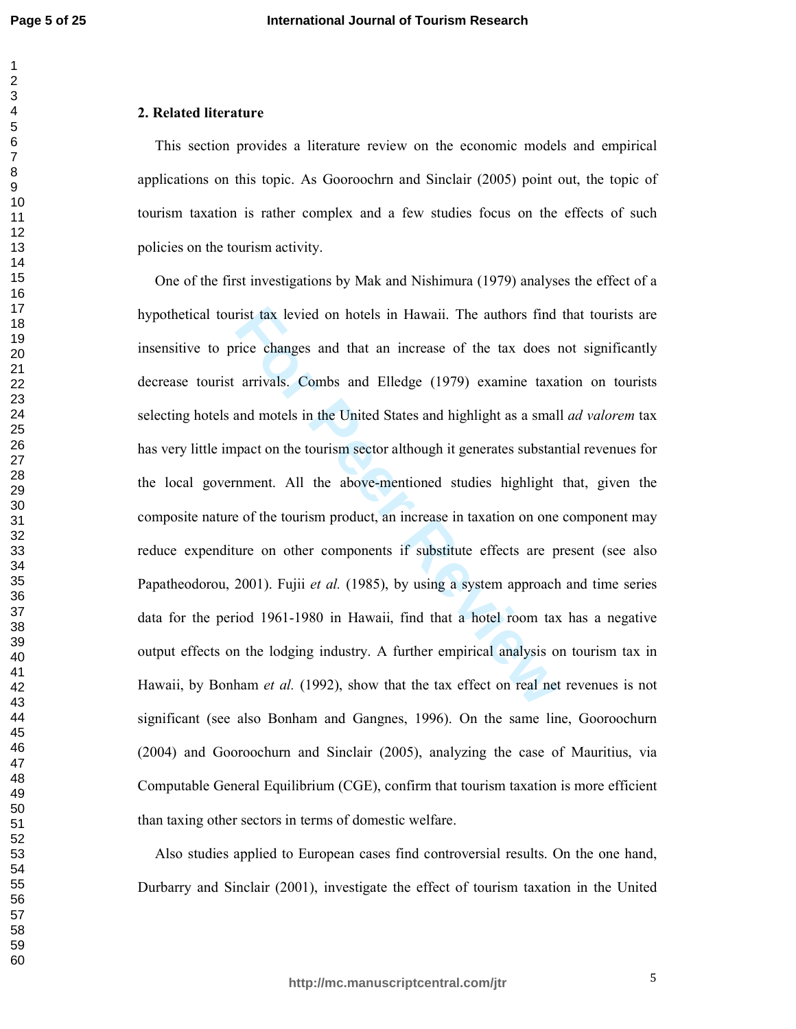## 2. Related literature

This section provides a literature review on the economic models and empirical applications on this topic. As Gooroochrn and Sinclair (2005) point out, the topic of tourism taxation is rather complex and a few studies focus on the effects of such policies on the tourism activity.

One of the first investigations by Mak and Nishimura (1979) analyses the effect of a hypothetical tourist tax levied on hotels in Hawaii. The authors find that tourists are insensitive to price changes and that an increase of the tax does not significantly decrease tourist arrivals. Combs and Elledge (1979) examine taxation on tourists selecting hotels and motels in the United States and highlight as a small *ad valorem* tax has very little impact on the tourism sector although it generates substantial revenues for the local government. All the above-mentioned studies highlight that, given the composite nature of the tourism product, an increase in taxation on one component may reduce expenditure on other components if substitute effects are present (see also Papatheodorou, 2001). Fujii *et al.* (1985), by using a system approach and time series data for the period 1961-1980 in Hawaii, find that a hotel room tax has a negative output effects on the lodging industry. A further empirical analysis on tourism tax in Hawaii, by Bonham *et al.* (1992), show that the tax effect on real net revenues is not significant (see also Bonham and Gangnes, 1996). On the same line, Gooroochurn (2004) and Gooroochurn and Sinclair (2005), analyzing the case of Mauritius, via Computable General Equilibrium (CGE), confirm that tourism taxation is more efficient than taxing other sectors in terms of domestic welfare.

Also studies applied to European cases find controversial results. On the one hand, Durbarry and Sinclair (2001), investigate the effect of tourism taxation in the United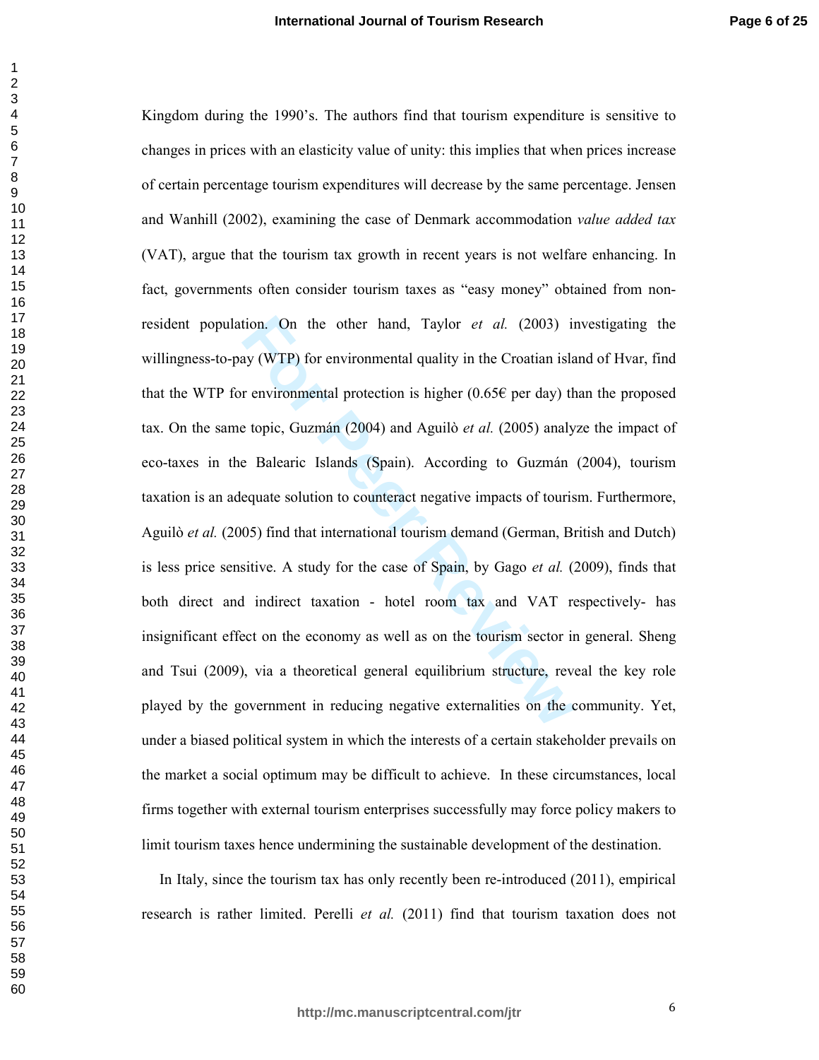Kingdom during the 1990's. The authors find that tourism expenditure is sensitive to changes in prices with an elasticity value of unity: this implies that when prices increase of certain percentage tourism expenditures will decrease by the same percentage. Jensen and Wanhill (2002), examining the case of Denmark accommodation *value added tax* (VAT), argue that the tourism tax growth in recent years is not welfare enhancing. In fact, governments often consider tourism taxes as "easy money" obtained from non-resident population. On the other hand, Taylor *et al.* (2003) investigating the willingness-to-pay (WTP) for environmental quality in the Croatian island of Hvar, find that the WTP for environmental protection is higher (0.65€ per day) than the proposed tax. On the same topic, Guzmán (2004) and Aguilò *et al.* (2005) analyze the impact of eco-taxes in the Balearic Islands (Spain). According to Guzmán (2004), tourism taxation is an adequate solution to counteract negative impacts of tourism. Furthermore, Aguilò *et al.* (2005) find that international tourism demand (German, British and Dutch) is less price sensitive. A study for the case of Spain, by Gago *et al.* (2009), finds that both direct and indirect taxation - hotel room tax and VAT respectively- has insignificant effect on the economy as well as on the tourism sector in general. Sheng and Tsui (2009), via a theoretical general equilibrium structure, reveal the key role played by the government in reducing negative externalities on the community. Yet, under a biased political system in which the interests of a certain stakeholder prevails on the market a social optimum may be difficult to achieve. In these circumstances, local firms together with external tourism enterprises successfully may force policy makers to limit tourism taxes hence undermining the sustainable development of the destination.

In Italy, since the tourism tax has only recently been re-introduced (2011), empirical research is rather limited. Perelli *et al.* (2011) find that tourism taxation does not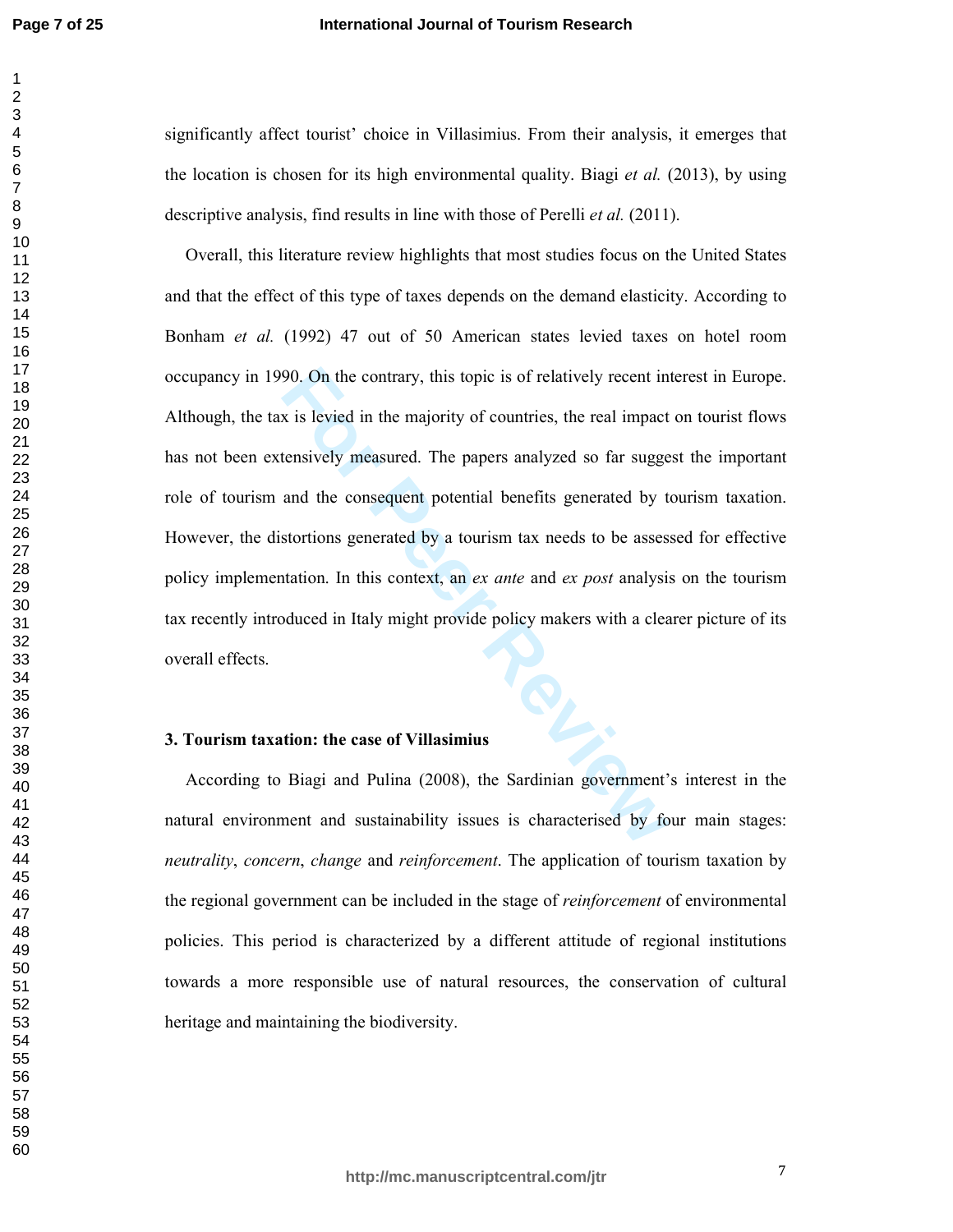significantly affect tourist' choice in Villasimius. From their analysis, it emerges that the location is chosen for its high environmental quality. Biagi *et al.* (2013), by using descriptive analysis, find results in line with those of Perelli *et al.* (2011).

Overall, this literature review highlights that most studies focus on the United States and that the effect of this type of taxes depends on the demand elasticity. According to Bonham *et al.* (1992) 47 out of 50 American states levied taxes on hotel room occupancy in 1990. On the contrary, this topic is of relatively recent interest in Europe. Although, the tax is levied in the majority of countries, the real impact on tourist flows has not been extensively measured. The papers analyzed so far suggest the important role of tourism and the consequent potential benefits generated by tourism taxation. However, the distortions generated by a tourism tax needs to be assessed for effective policy implementation. In this context, an *ex ante* and *ex post* analysis on the tourism tax recently introduced in Italy might provide policy makers with a clearer picture of its overall effects.

## 3. Tourism taxation: the case of Villasimius

According to Biagi and Pulina (2008), the Sardinian government's interest in the natural environment and sustainability issues is characterised by four main stages: *neutrality*, *concern*, *change* and *reinforcement*. The application of tourism taxation by the regional government can be included in the stage of *reinforcement* of environmental policies. This period is characterized by a different attitude of regional institutions towards a more responsible use of natural resources, the conservation of cultural heritage and maintaining the biodiversity.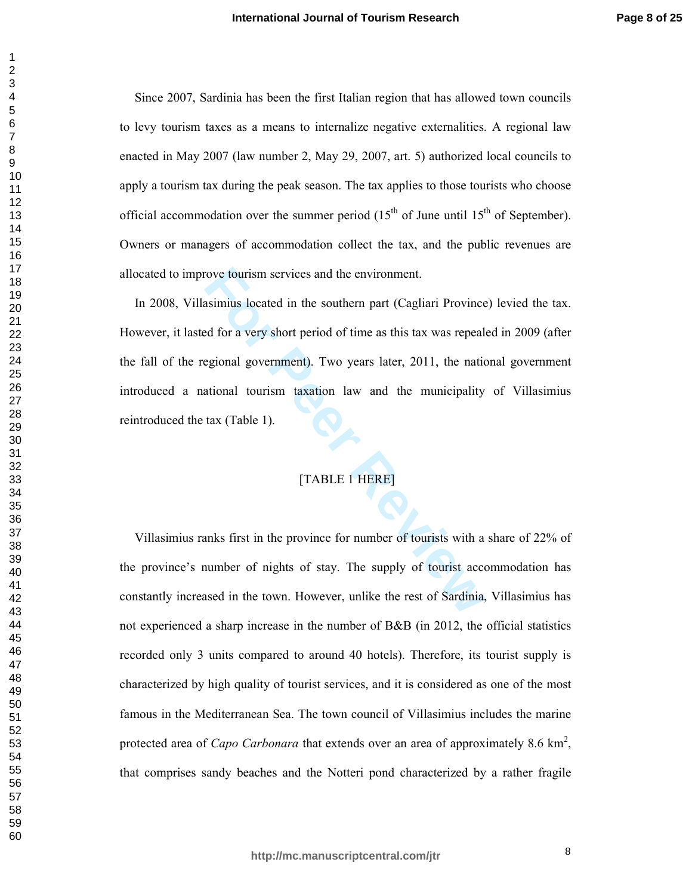Since 2007, Sardinia has been the first Italian region that has allowed town councils to levy tourism taxes as a means to internalize negative externalities. A regional law enacted in May 2007 (law number 2, May 29, 2007, art. 5) authorized local councils to apply a tourism tax during the peak season. The tax applies to those tourists who choose official accommodation over the summer period (15th of June until 15th of September). Owners or managers of accommodation collect the tax, and the public revenues are allocated to improve tourism services and the environment.

In 2008, Villasimius located in the southern part (Cagliari Province) levied the tax. However, it lasted for a very short period of time as this tax was repealed in 2009 (after the fall of the regional government). Two years later, 2011, the national government introduced a national tourism taxation law and the municipality of Villasimius reintroduced the tax (Table 1).

[TABLE 1 HERE]

Villasimius ranks first in the province for number of tourists with a share of 22% of the province's number of nights of stay. The supply of tourist accommodation has constantly increased in the town. However, unlike the rest of Sardinia, Villasimius has not experienced a sharp increase in the number of B&B (in 2012, the official statistics recorded only 3 units compared to around 40 hotels). Therefore, its tourist supply is characterized by high quality of tourist services, and it is considered as one of the most famous in the Mediterranean Sea. The town council of Villasimius includes the marine protected area of *Capo Carbonara* that extends over an area of approximately 8.6 $km^2$, that comprises sandy beaches and the Notteri pond characterized by a rather fragile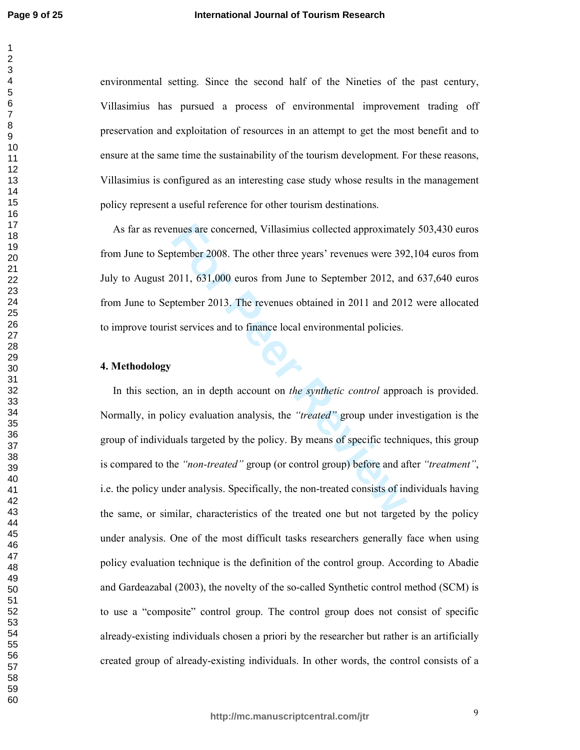environmental setting. Since the second half of the Nineties of the past century, Villasimius has pursued a process of environmental improvement trading off preservation and exploitation of resources in an attempt to get the most benefit and to ensure at the same time the sustainability of the tourism development. For these reasons, Villasimius is configured as an interesting case study whose results in the management policy represent a useful reference for other tourism destinations.

As far as revenues are concerned, Villasimius collected approximately 503,430 euros from June to September 2008. The other three years' revenues were 392,104 euros from July to August 2011, 631,000 euros from June to September 2012, and 637,640 euros from June to September 2013. The revenues obtained in 2011 and 2012 were allocated to improve tourist services and to finance local environmental policies.

## 4. Methodology

In this section, an in depth account on *the synthetic control* approach is provided. Normally, in policy evaluation analysis, the *"treated"* group under investigation is the group of individuals targeted by the policy. By means of specific techniques, this group is compared to the *"non-treated"* group (or control group) before and after *"treatment"*, i.e. the policy under analysis. Specifically, the non-treated consists of individuals having the same, or similar, characteristics of the treated one but not targeted by the policy under analysis. One of the most difficult tasks researchers generally face when using policy evaluation technique is the definition of the control group. According to Abadie and Gardeazabal (2003), the novelty of the so-called Synthetic control method (SCM) is to use a "composite" control group. The control group does not consist of specific already-existing individuals chosen a priori by the researcher but rather is an artificially created group of already-existing individuals. In other words, the control consists of a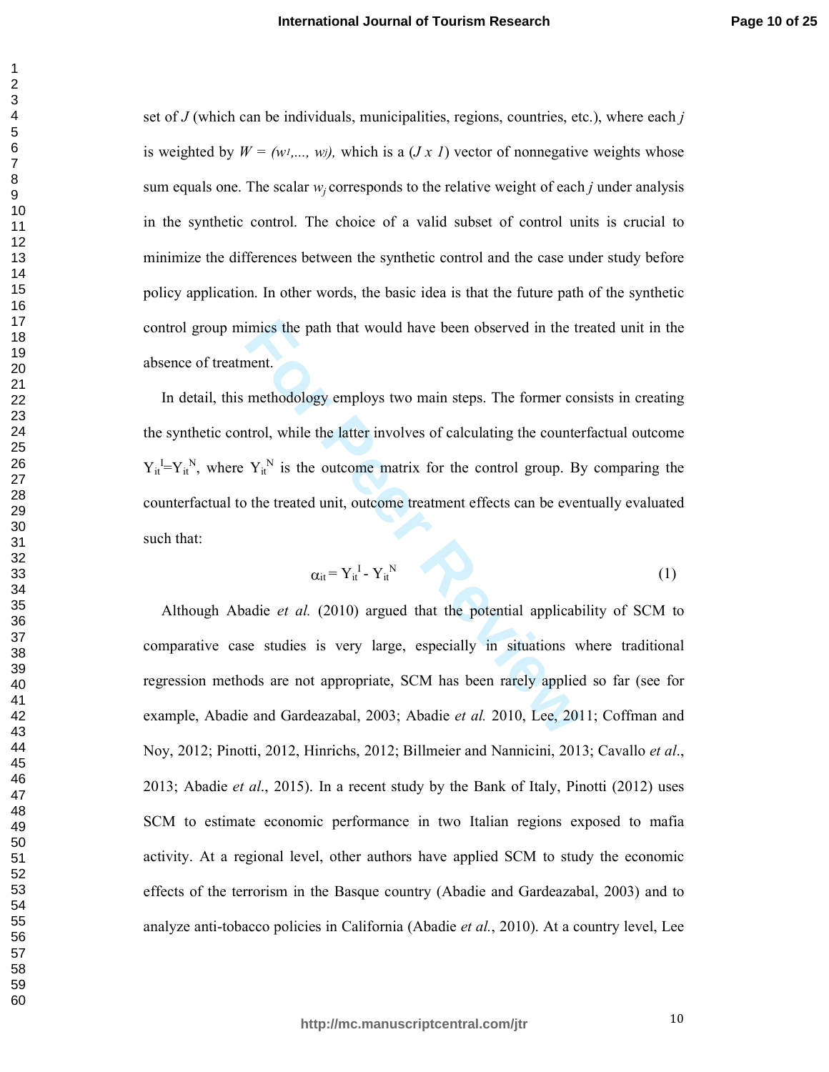set of $J$ (which can be individuals, municipalities, regions, countries, etc.), where each $j$ is weighted by $W = (w_1,..., w_J)$, which is a ($J \times 1$) vector of nonnegative weights whose sum equals one. The scalar $w_j$ corresponds to the relative weight of each $j$ under analysis in the synthetic control. The choice of a valid subset of control units is crucial to minimize the differences between the synthetic control and the case under study before policy application. In other words, the basic idea is that the future path of the synthetic control group mimics the path that would have been observed in the treated unit in the absence of treatment.

In detail, this methodology employs two main steps. The former consists in creating the synthetic control, while the latter involves of calculating the counterfactual outcome $Y_{it}^{I}=Y_{it}^{N}$, where $Y_{it}^{N}$ is the outcome matrix for the control group. By comparing the counterfactual to the treated unit, outcome treatment effects can be eventually evaluated such that:

$$\alpha_{it} = Y_{it}^{I} - Y_{it}^{N} \tag{1}$$

Although Abadie *et al.* (2010) argued that the potential applicability of SCM to comparative case studies is very large, especially in situations where traditional regression methods are not appropriate, SCM has been rarely applied so far (see for example, Abadie and Gardeazabal, 2003; Abadie *et al.* 2010, Lee, 2011; Coffman and Noy, 2012; Pinotti, 2012, Hinrichs, 2012; Billmeier and Nannicini, 2013; Cavallo *et al*., 2013; Abadie *et al*., 2015). In a recent study by the Bank of Italy, Pinotti (2012) uses SCM to estimate economic performance in two Italian regions exposed to mafia activity. At a regional level, other authors have applied SCM to study the economic effects of the terrorism in the Basque country (Abadie and Gardeazabal, 2003) and to analyze anti-tobacco policies in California (Abadie *et al.*, 2010). At a country level, Lee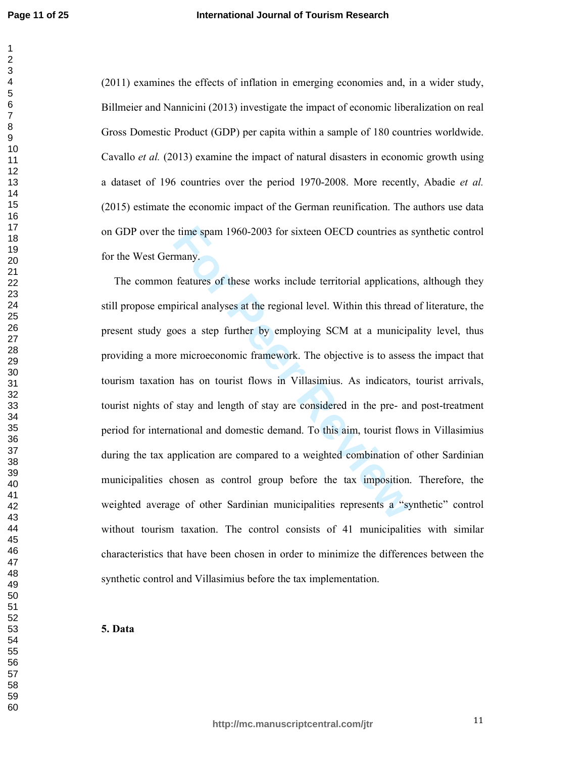(2011) examines the effects of inflation in emerging economies and, in a wider study, Billmeier and Nannicini (2013) investigate the impact of economic liberalization on real Gross Domestic Product (GDP) per capita within a sample of 180 countries worldwide. Cavallo *et al.* (2013) examine the impact of natural disasters in economic growth using a dataset of 196 countries over the period 1970-2008. More recently, Abadie *et al.* (2015) estimate the economic impact of the German reunification. The authors use data on GDP over the time spam 1960-2003 for sixteen OECD countries as synthetic control for the West Germany.

The common features of these works include territorial applications, although they still propose empirical analyses at the regional level. Within this thread of literature, the present study goes a step further by employing SCM at a municipality level, thus providing a more microeconomic framework. The objective is to assess the impact that tourism taxation has on tourist flows in Villasimius. As indicators, tourist arrivals, tourist nights of stay and length of stay are considered in the pre- and post-treatment period for international and domestic demand. To this aim, tourist flows in Villasimius during the tax application are compared to a weighted combination of other Sardinian municipalities chosen as control group before the tax imposition. Therefore, the weighted average of other Sardinian municipalities represents a "synthetic" control without tourism taxation. The control consists of 41 municipalities with similar characteristics that have been chosen in order to minimize the differences between the synthetic control and Villasimius before the tax implementation.

## 5. Data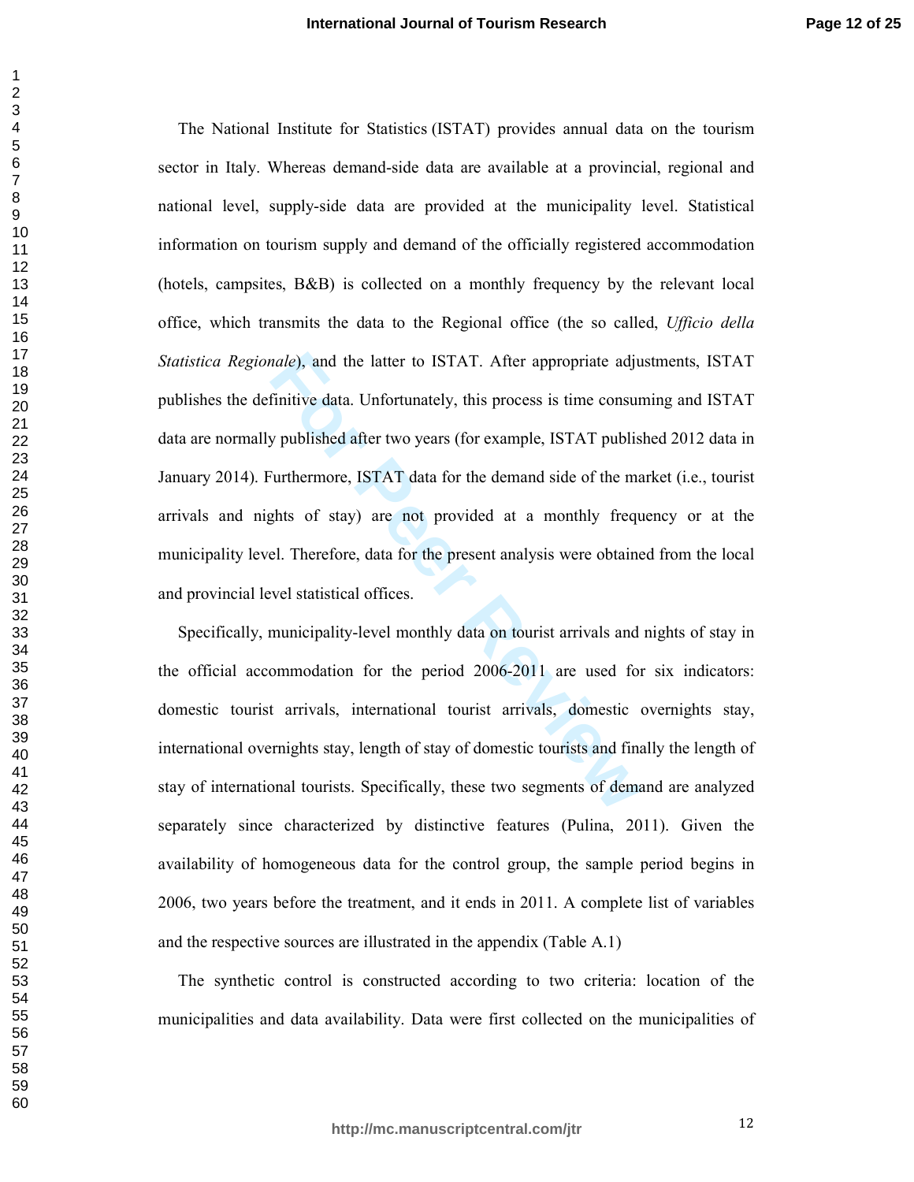The National Institute for Statistics (ISTAT) provides annual data on the tourism sector in Italy. Whereas demand-side data are available at a provincial, regional and national level, supply-side data are provided at the municipality level. Statistical information on tourism supply and demand of the officially registered accommodation (hotels, campsites, B&B) is collected on a monthly frequency by the relevant local office, which transmits the data to the Regional office (the so called, *Ufficio della Statistica Regionale*), and the latter to ISTAT. After appropriate adjustments, ISTAT publishes the definitive data. Unfortunately, this process is time consuming and ISTAT data are normally published after two years (for example, ISTAT published 2012 data in January 2014). Furthermore, ISTAT data for the demand side of the market (i.e., tourist arrivals and nights of stay) are not provided at a monthly frequency or at the municipality level. Therefore, data for the present analysis were obtained from the local and provincial level statistical offices.

Specifically, municipality-level monthly data on tourist arrivals and nights of stay in the official accommodation for the period 2006-2011 are used for six indicators: domestic tourist arrivals, international tourist arrivals, domestic overnights stay, international overnights stay, length of stay of domestic tourists and finally the length of stay of international tourists. Specifically, these two segments of demand are analyzed separately since characterized by distinctive features (Pulina, 2011). Given the availability of homogeneous data for the control group, the sample period begins in 2006, two years before the treatment, and it ends in 2011. A complete list of variables and the respective sources are illustrated in the appendix (Table A.1)

The synthetic control is constructed according to two criteria: location of the municipalities and data availability. Data were first collected on the municipalities of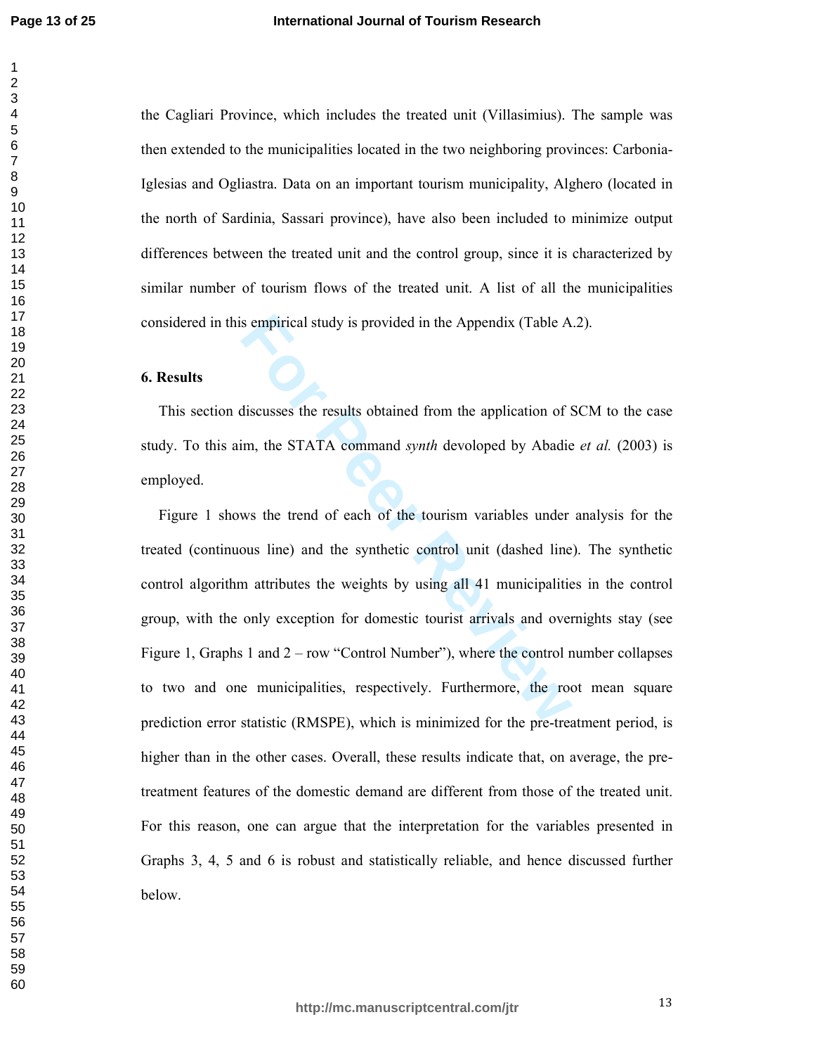the Cagliari Province, which includes the treated unit (Villasimius). The sample was then extended to the municipalities located in the two neighboring provinces: Carbonia-Iglesias and Ogliastra. Data on an important tourism municipality, Alghero (located in the north of Sardinia, Sassari province), have also been included to minimize output differences between the treated unit and the control group, since it is characterized by similar number of tourism flows of the treated unit. A list of all the municipalities considered in this empirical study is provided in the Appendix (Table A.2).

## 6. Results

This section discusses the results obtained from the application of SCM to the case study. To this aim, the STATA command *synth* devoloped by Abadie *et al.* (2003) is employed.

Figure 1 shows the trend of each of the tourism variables under analysis for the treated (continuous line) and the synthetic control unit (dashed line). The synthetic control algorithm attributes the weights by using all 41 municipalities in the control group, with the only exception for domestic tourist arrivals and overnights stay (see Figure 1, Graphs 1 and 2 – row "Control Number"), where the control number collapses to two and one municipalities, respectively. Furthermore, the root mean square prediction error statistic (RMSPE), which is minimized for the pre-treatment period, is higher than in the other cases. Overall, these results indicate that, on average, the pre-treatment features of the domestic demand are different from those of the treated unit. For this reason, one can argue that the interpretation for the variables presented in Graphs 3, 4, 5 and 6 is robust and statistically reliable, and hence discussed further below.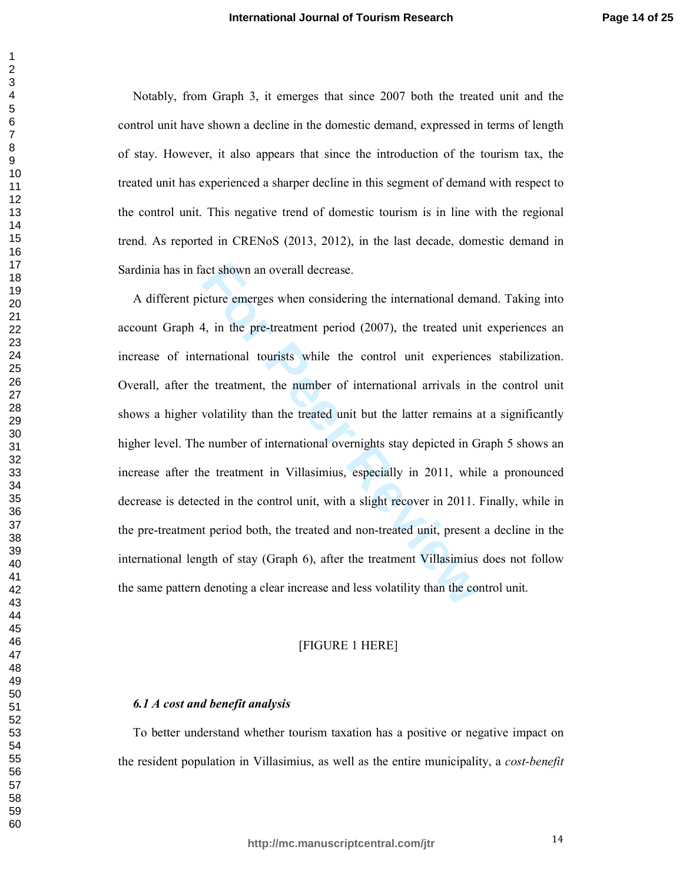Notably, from Graph 3, it emerges that since 2007 both the treated unit and the control unit have shown a decline in the domestic demand, expressed in terms of length of stay. However, it also appears that since the introduction of the tourism tax, the treated unit has experienced a sharper decline in this segment of demand with respect to the control unit. This negative trend of domestic tourism is in line with the regional trend. As reported in CRENoS (2013, 2012), in the last decade, domestic demand in Sardinia has in fact shown an overall decrease.

A different picture emerges when considering the international demand. Taking into account Graph 4, in the pre-treatment period (2007), the treated unit experiences an increase of international tourists while the control unit experiences stabilization. Overall, after the treatment, the number of international arrivals in the control unit shows a higher volatility than the treated unit but the latter remains at a significantly higher level. The number of international overnights stay depicted in Graph 5 shows an increase after the treatment in Villasimius, especially in 2011, while a pronounced decrease is detected in the control unit, with a slight recover in 2011. Finally, while in the pre-treatment period both, the treated and non-treated unit, present a decline in the international length of stay (Graph 6), after the treatment Villasimius does not follow the same pattern denoting a clear increase and less volatility than the control unit.

[FIGURE 1 HERE]

### *6.1 A cost and benefit analysis*

To better understand whether tourism taxation has a positive or negative impact on the resident population in Villasimius, as well as the entire municipality, a *cost-benefit*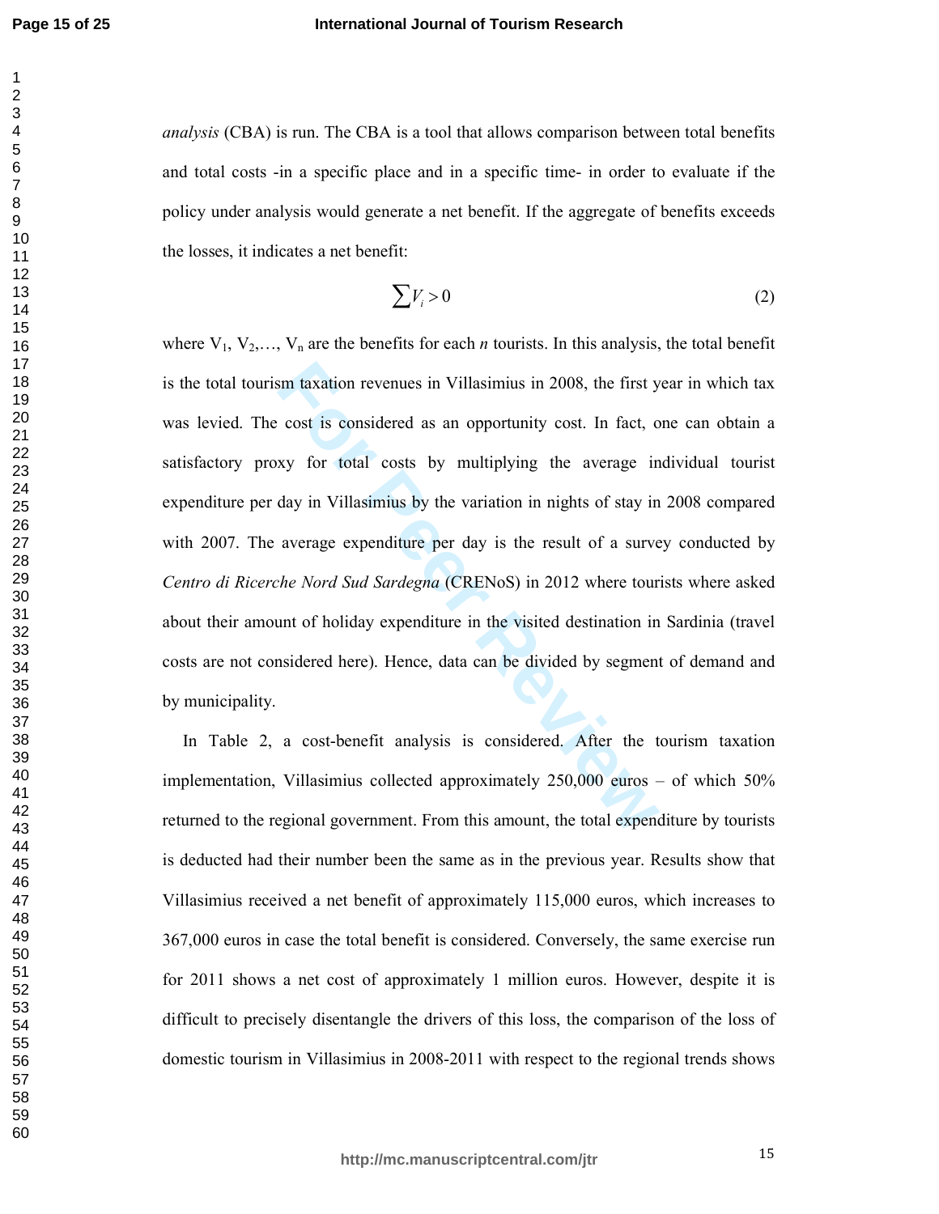*analysis* (CBA) is run. The CBA is a tool that allows comparison between total benefits and total costs -in a specific place and in a specific time- in order to evaluate if the policy under analysis would generate a net benefit. If the aggregate of benefits exceeds the losses, it indicates a net benefit:

$$\sum V_i > 0 \tag{2}$$

where $V_1, V_2, \ldots, V_n$ are the benefits for each *n* tourists. In this analysis, the total benefit is the total tourism taxation revenues in Villasimius in 2008, the first year in which tax was levied. The cost is considered as an opportunity cost. In fact, one can obtain a satisfactory proxy for total costs by multiplying the average individual tourist expenditure per day in Villasimius by the variation in nights of stay in 2008 compared with 2007. The average expenditure per day is the result of a survey conducted by *Centro di Ricerche Nord Sud Sardegna* (CRENoS) in 2012 where tourists where asked about their amount of holiday expenditure in the visited destination in Sardinia (travel costs are not considered here). Hence, data can be divided by segment of demand and by municipality.

In Table 2, a cost-benefit analysis is considered. After the tourism taxation implementation, Villasimius collected approximately 250,000 euros – of which 50% returned to the regional government. From this amount, the total expenditure by tourists is deducted had their number been the same as in the previous year. Results show that Villasimius received a net benefit of approximately 115,000 euros, which increases to 367,000 euros in case the total benefit is considered. Conversely, the same exercise run for 2011 shows a net cost of approximately 1 million euros. However, despite it is difficult to precisely disentangle the drivers of this loss, the comparison of the loss of domestic tourism in Villasimius in 2008-2011 with respect to the regional trends shows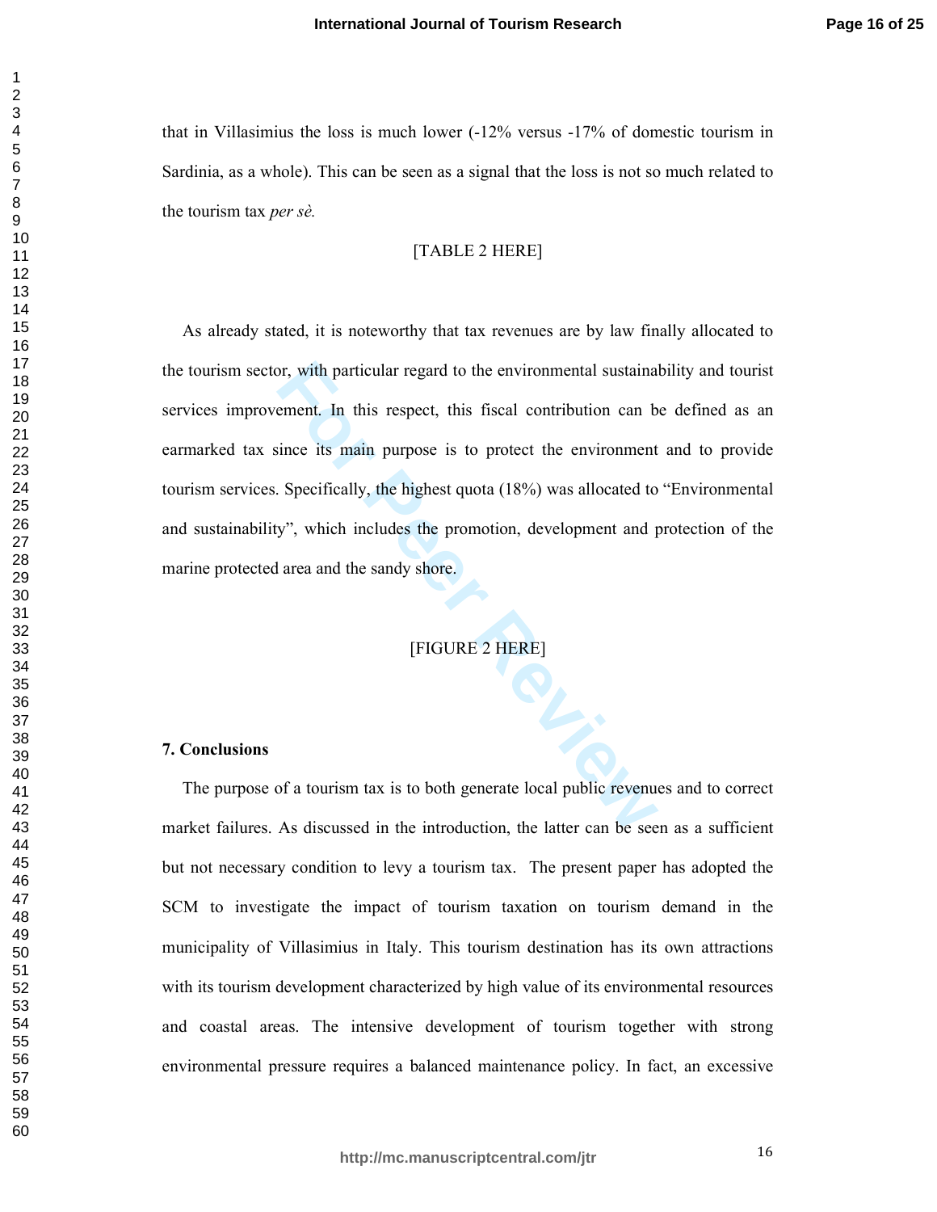that in Villasimius the loss is much lower (-12% versus -17% of domestic tourism in Sardinia, as a whole). This can be seen as a signal that the loss is not so much related to the tourism tax *per sè.*

[TABLE 2 HERE]

As already stated, it is noteworthy that tax revenues are by law finally allocated to the tourism sector, with particular regard to the environmental sustainability and tourist services improvement. In this respect, this fiscal contribution can be defined as an earmarked tax since its main purpose is to protect the environment and to provide tourism services. Specifically, the highest quota (18%) was allocated to "Environmental and sustainability", which includes the promotion, development and protection of the marine protected area and the sandy shore.

[FIGURE 2 HERE]

## 7. Conclusions

The purpose of a tourism tax is to both generate local public revenues and to correct market failures. As discussed in the introduction, the latter can be seen as a sufficient but not necessary condition to levy a tourism tax. The present paper has adopted the SCM to investigate the impact of tourism taxation on tourism demand in the municipality of Villasimius in Italy. This tourism destination has its own attractions with its tourism development characterized by high value of its environmental resources and coastal areas. The intensive development of tourism together with strong environmental pressure requires a balanced maintenance policy. In fact, an excessive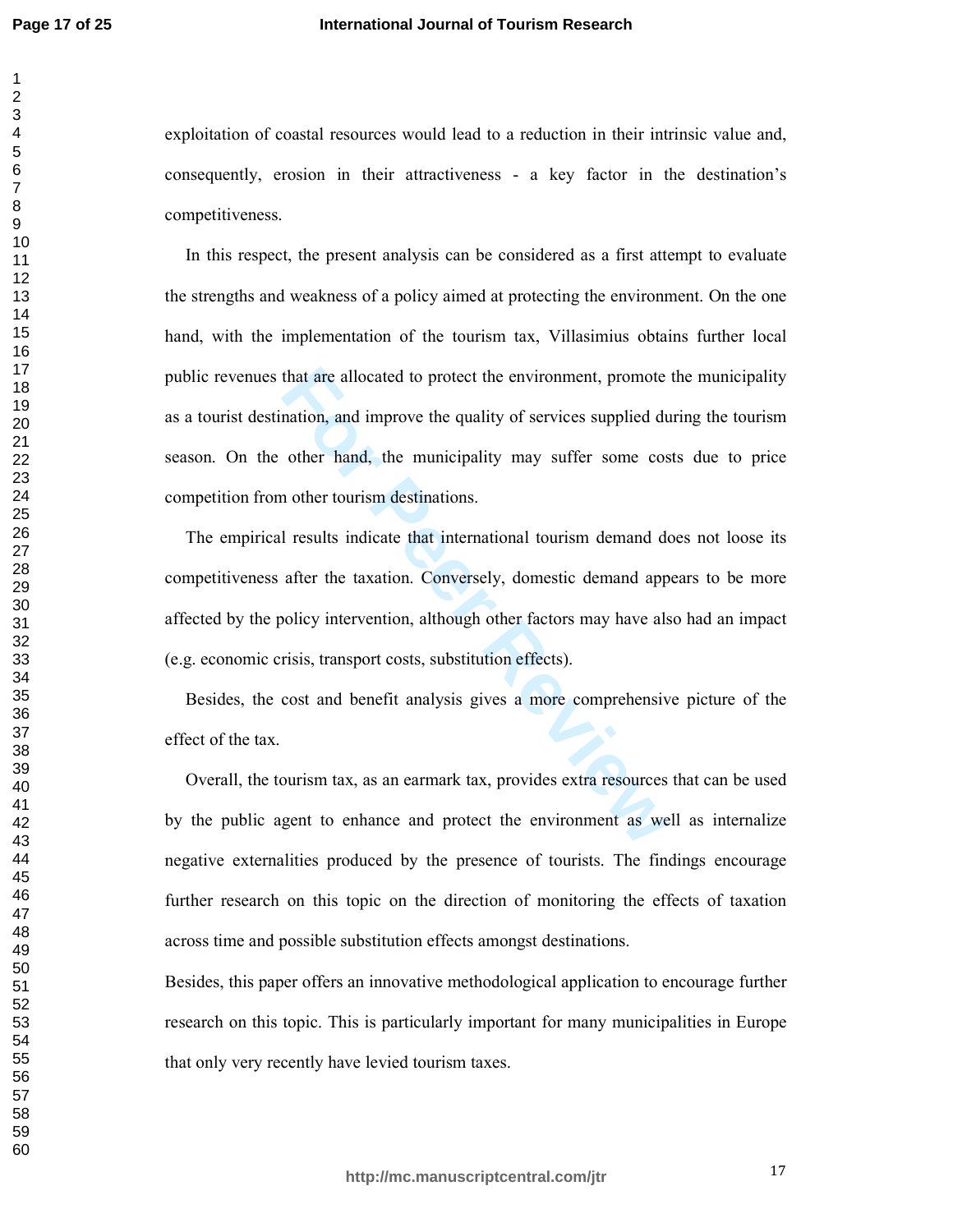exploitation of coastal resources would lead to a reduction in their intrinsic value and, consequently, erosion in their attractiveness - a key factor in the destination's competitiveness.

In this respect, the present analysis can be considered as a first attempt to evaluate the strengths and weakness of a policy aimed at protecting the environment. On the one hand, with the implementation of the tourism tax, Villasimius obtains further local public revenues that are allocated to protect the environment, promote the municipality as a tourist destination, and improve the quality of services supplied during the tourism season. On the other hand, the municipality may suffer some costs due to price competition from other tourism destinations.

The empirical results indicate that international tourism demand does not loose its competitiveness after the taxation. Conversely, domestic demand appears to be more affected by the policy intervention, although other factors may have also had an impact (e.g. economic crisis, transport costs, substitution effects).

Besides, the cost and benefit analysis gives a more comprehensive picture of the effect of the tax.

Overall, the tourism tax, as an earmark tax, provides extra resources that can be used by the public agent to enhance and protect the environment as well as internalize negative externalities produced by the presence of tourists. The findings encourage further research on this topic on the direction of monitoring the effects of taxation across time and possible substitution effects amongst destinations.

Besides, this paper offers an innovative methodological application to encourage further research on this topic. This is particularly important for many municipalities in Europe that only very recently have levied tourism taxes.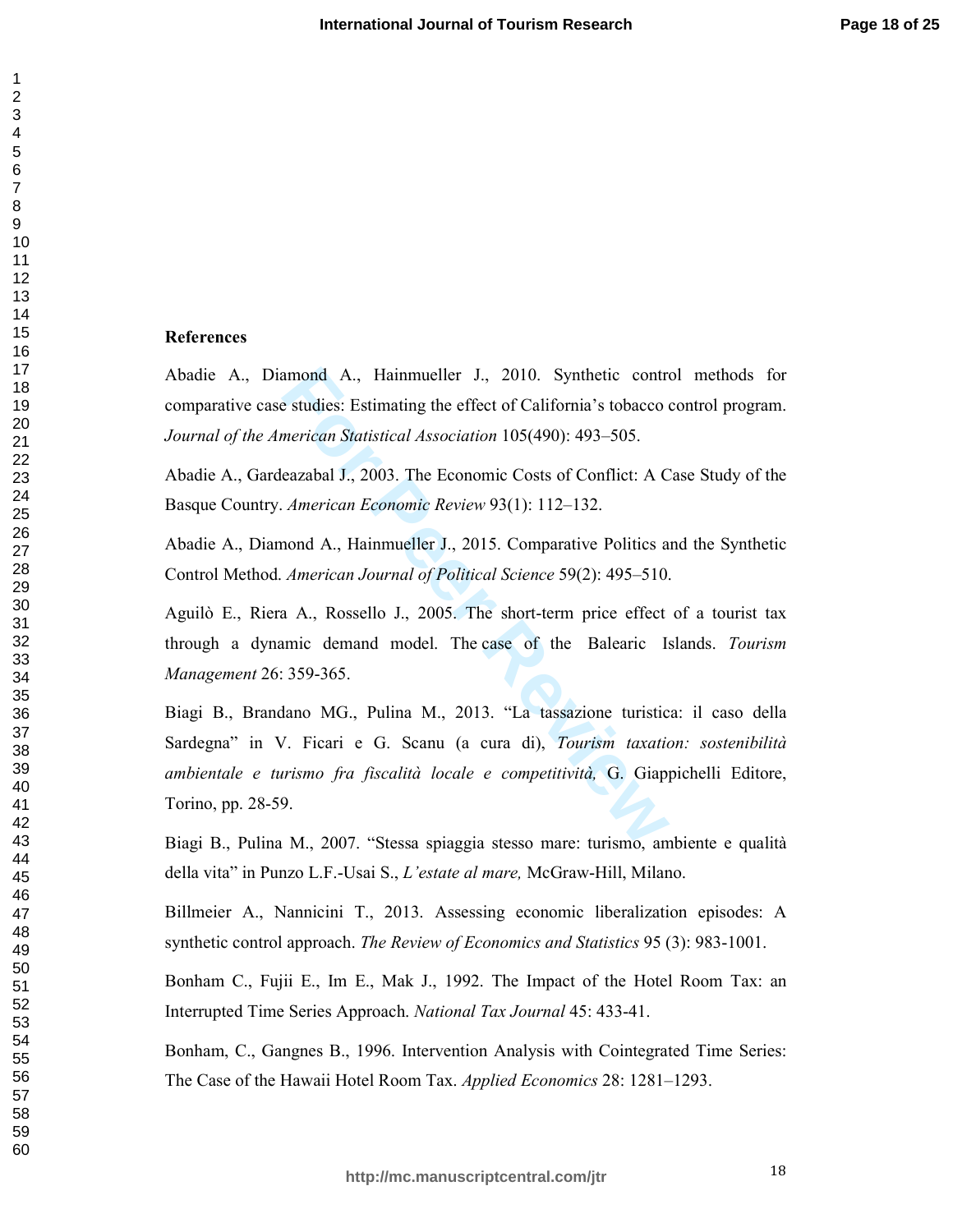## References

Abadie A., Diamond A., Hainmueller J., 2010. Synthetic control methods for comparative case studies: Estimating the effect of California's tobacco control program. *Journal of the American Statistical Association* 105(490): 493–505.

Abadie A., Gardeazabal J., 2003. The Economic Costs of Conflict: A Case Study of the Basque Country. *American Economic Review* 93(1): 112–132.

Abadie A., Diamond A., Hainmueller J., 2015. Comparative Politics and the Synthetic Control Method. *American Journal of Political Science* 59(2): 495–510.

Aguilò E., Riera A., Rossello J., 2005. The short-term price effect of a tourist tax through a dynamic demand model. The case of the Balearic Islands. *Tourism Management* 26: 359-365.

Biagi B., Brandano MG., Pulina M., 2013. "La tassazione turistica: il caso della Sardegna" in V. Ficari e G. Scanu (a cura di), *Tourism taxation: sostenibilità ambientale e turismo fra fiscalità locale e competitività,* G. Giappichelli Editore, Torino, pp. 28-59.

Biagi B., Pulina M., 2007. "Stessa spiaggia stesso mare: turismo, ambiente e qualità della vita" in Punzo L.F.-Usai S., *L'estate al mare,* McGraw-Hill, Milano.

Billmeier A., Nannicini T., 2013. Assessing economic liberalization episodes: A synthetic control approach. *The Review of Economics and Statistics* 95 (3): 983-1001.

Bonham C., Fujii E., Im E., Mak J., 1992. The Impact of the Hotel Room Tax: an Interrupted Time Series Approach. *National Tax Journal* 45: 433-41.

Bonham, C., Gangnes B., 1996. Intervention Analysis with Cointegrated Time Series: The Case of the Hawaii Hotel Room Tax. *Applied Economics* 28: 1281–1293.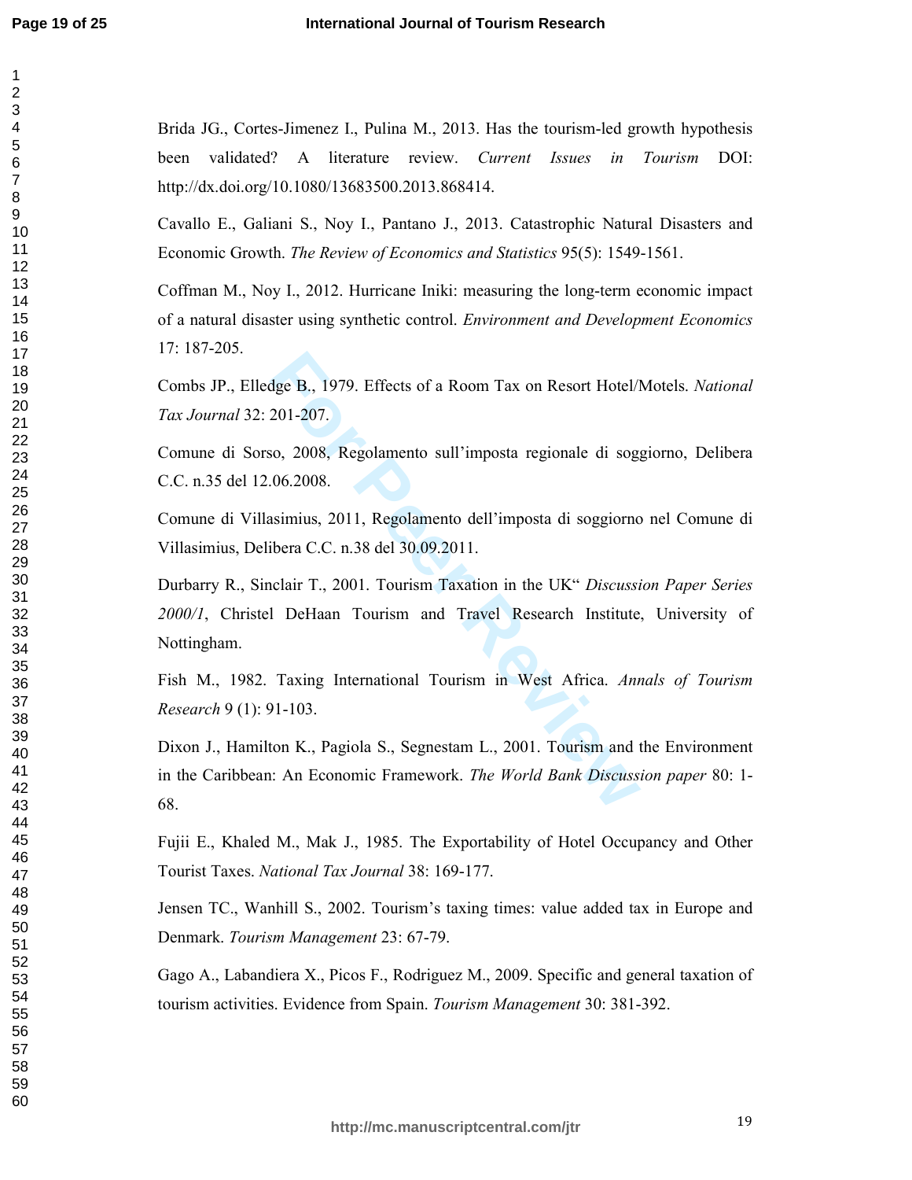Brida JG., Cortes-Jimenez I., Pulina M., 2013. Has the tourism-led growth hypothesis been validated? A literature review. *Current Issues in Tourism* DOI: http://dx.doi.org/10.1080/13683500.2013.868414.

Cavallo E., Galiani S., Noy I., Pantano J., 2013. Catastrophic Natural Disasters and Economic Growth. *The Review of Economics and Statistics* 95(5): 1549-1561.

Coffman M., Noy I., 2012. Hurricane Iniki: measuring the long-term economic impact of a natural disaster using synthetic control. *Environment and Development Economics* 17: 187-205.

Combs JP., Elledge B., 1979. Effects of a Room Tax on Resort Hotel/Motels. *National Tax Journal* 32: 201-207.

Comune di Sorso, 2008, Regolamento sull'imposta regionale di soggiorno, Delibera C.C. n.35 del 12.06.2008.

Comune di Villasimius, 2011, Regolamento dell'imposta di soggiorno nel Comune di Villasimius, Delibera C.C. n.38 del 30.09.2011.

Durbarry R., Sinclair T., 2001. Tourism Taxation in the UK" *Discussion Paper Series 2000/1*, Christel DeHaan Tourism and Travel Research Institute, University of Nottingham.

Fish M., 1982. Taxing International Tourism in West Africa. *Annals of Tourism Research* 9 (1): 91-103.

Dixon J., Hamilton K., Pagiola S., Segnestam L., 2001. Tourism and the Environment in the Caribbean: An Economic Framework. *The World Bank Discussion paper* 80: 1-68.

Fujii E., Khaled M., Mak J., 1985. The Exportability of Hotel Occupancy and Other Tourist Taxes. *National Tax Journal* 38: 169-177.

Jensen TC., Wanhill S., 2002. Tourism's taxing times: value added tax in Europe and Denmark. *Tourism Management* 23: 67-79.

Gago A., Labandiera X., Picos F., Rodriguez M., 2009. Specific and general taxation of tourism activities. Evidence from Spain. *Tourism Management* 30: 381-392.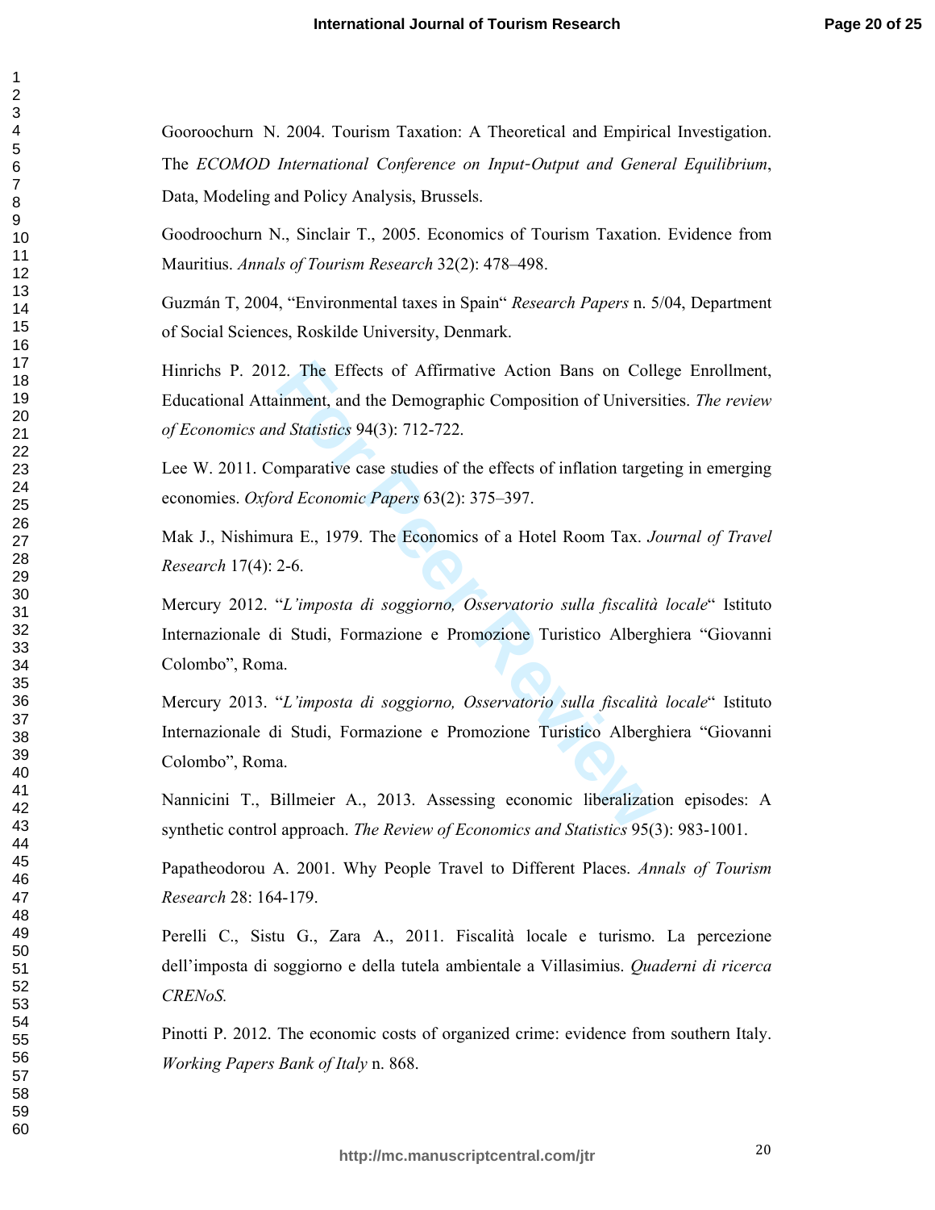Gooroochurn N. 2004. Tourism Taxation: A Theoretical and Empirical Investigation. The *ECOMOD International Conference on Input-Output and General Equilibrium*, Data, Modeling and Policy Analysis, Brussels.

Goodroochurn N., Sinclair T., 2005. Economics of Tourism Taxation. Evidence from Mauritius. *Annals of Tourism Research* 32(2): 478–498.

Guzmán T, 2004, "Environmental taxes in Spain" *Research Papers* n. 5/04, Department of Social Sciences, Roskilde University, Denmark.

Hinrichs P. 2012. The Effects of Affirmative Action Bans on College Enrollment, Educational Attainment, and the Demographic Composition of Universities. *The review of Economics and Statistics* 94(3): 712-722.

Lee W. 2011. Comparative case studies of the effects of inflation targeting in emerging economies. *Oxford Economic Papers* 63(2): 375–397.

Mak J., Nishimura E., 1979. The Economics of a Hotel Room Tax. *Journal of Travel Research* 17(4): 2-6.

Mercury 2012. "*L'imposta di soggiorno, Osservatorio sulla fiscalità locale*" Istituto Internazionale di Studi, Formazione e Promozione Turistico Alberghiera "Giovanni Colombo", Roma.

Mercury 2013. "*L'imposta di soggiorno, Osservatorio sulla fiscalità locale*" Istituto Internazionale di Studi, Formazione e Promozione Turistico Alberghiera "Giovanni Colombo", Roma.

Nannicini T., Billmeier A., 2013. Assessing economic liberalization episodes: A synthetic control approach. *The Review of Economics and Statistics* 95(3): 983-1001.

Papatheodorou A. 2001. Why People Travel to Different Places. *Annals of Tourism Research* 28: 164-179.

Perelli C., Sistu G., Zara A., 2011. Fiscalità locale e turismo. La percezione dell'imposta di soggiorno e della tutela ambientale a Villasimius. *Quaderni di ricerca CRENoS.*

Pinotti P. 2012. The economic costs of organized crime: evidence from southern Italy. *Working Papers Bank of Italy* n. 868.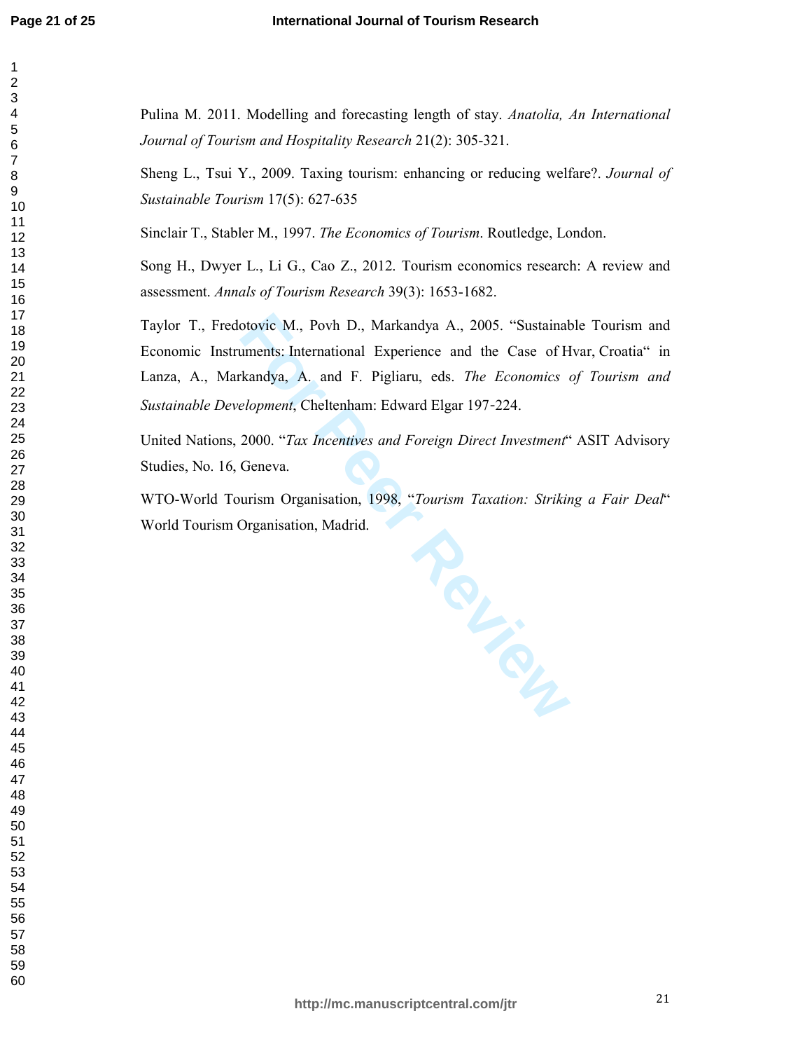Pulina M. 2011. Modelling and forecasting length of stay. *Anatolia, An International Journal of Tourism and Hospitality Research* 21(2): 305-321.

Sheng L., Tsui Y., 2009. Taxing tourism: enhancing or reducing welfare?. *Journal of Sustainable Tourism* 17(5): 627-635

Sinclair T., Stabler M., 1997. *The Economics of Tourism*. Routledge, London.

Song H., Dwyer L., Li G., Cao Z., 2012. Tourism economics research: A review and assessment. *Annals of Tourism Research* 39(3): 1653-1682.

Taylor T., Fredotovic M., Povh D., Markandya A., 2005. “Sustainable Tourism and Economic Instruments: International Experience and the Case of Hvar, Croatia“ in Lanza, A., Markandya, A. and F. Pigliaru, eds. *The Economics of Tourism and Sustainable Development*, Cheltenham: Edward Elgar 197-224.

United Nations, 2000. “*Tax Incentives and Foreign Direct Investment*“ ASIT Advisory Studies, No. 16, Geneva.

WTO-World Tourism Organisation, 1998, “*Tourism Taxation: Striking a Fair Deal*“ World Tourism Organisation, Madrid.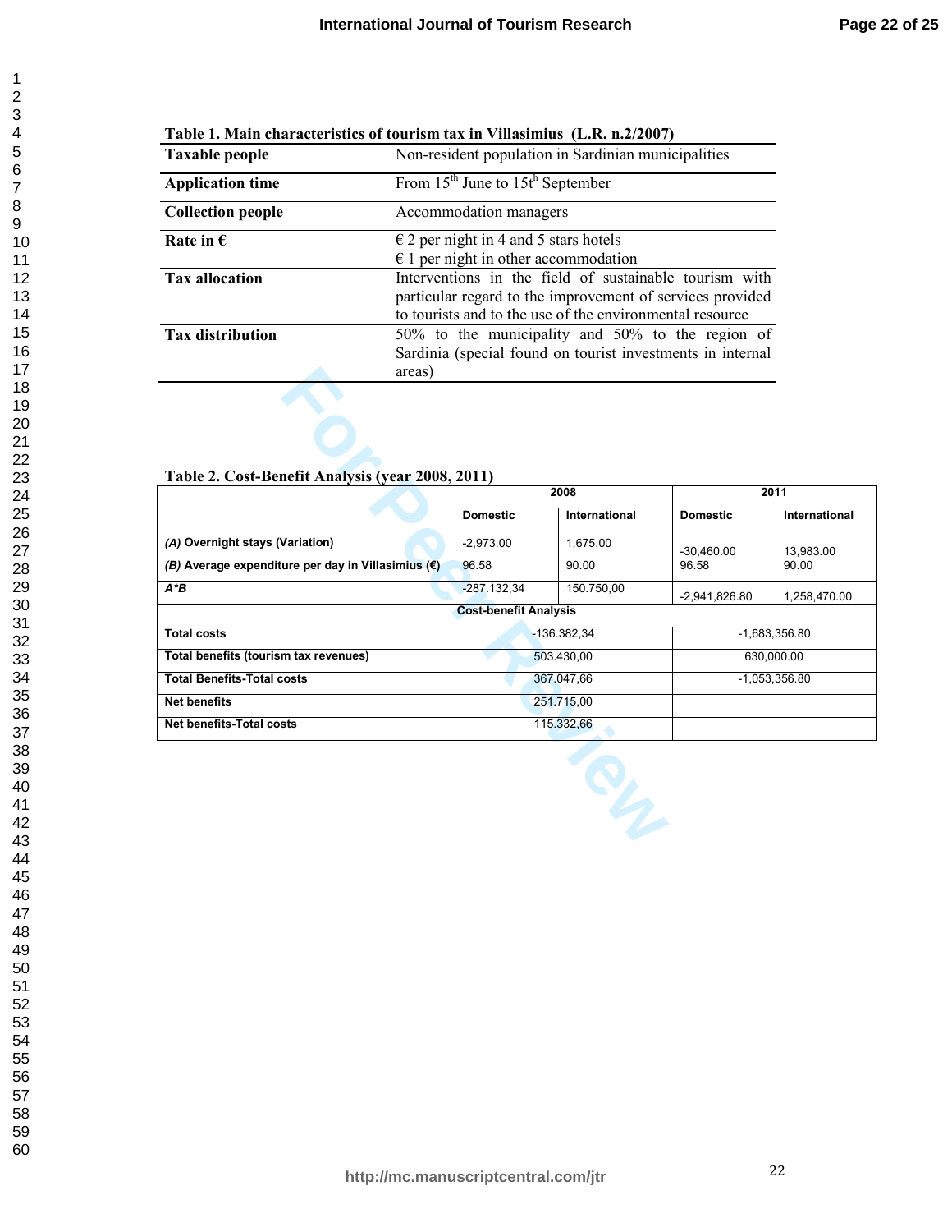**Table 1. Main characteristics of tourism tax in Villasimius (L.R. n.2/2007)**

| | |
|---|---|
| **Taxable people** | Non-resident population in Sardinian municipalities |
| **Application time** | From 15th June to 15th September |
| **Collection people** | Accommodation managers |
| **Rate in €** | € 2 per night in 4 and 5 stars hotels<br>€ 1 per night in other accommodation |
| **Tax allocation** | Interventions in the field of sustainable tourism with particular regard to the improvement of services provided to tourists and to the use of the environmental resource |
| **Tax distribution** | 50% to the municipality and 50% to the region of Sardinia (special found on tourist investments in internal areas) |

**Table 2. Cost-Benefit Analysis (year 2008, 2011)**

| | 2008 | | 2011 | |
|---|---|---|---|---|
| | **Domestic** | **International** | **Domestic** | **International** |
| ***(A)* Overnight stays (Variation)** | -2,973.00 | 1,675.00 | -30,460.00 | 13,983.00 |
| ***(B)* Average expenditure per day in Villasimius (€)** | 96.58 | 90.00 | 96.58 | 90.00 |
| ***A*B*** | -287.132,34 | 150.750,00 | -2,941,826.80 | 1,258,470.00 |
| **Cost-benefit Analysis** | | | | |
| **Total costs** | -136.382,34 | | -1,683,356.80 | |
| **Total benefits (tourism tax revenues)** | 503.430,00 | | 630,000.00 | |
| **Total Benefits-Total costs** | 367.047,66 | | -1,053,356.80 | |
| **Net benefits** | 251.715,00 | | | |
| **Net benefits-Total costs** | 115.332,66 | | | |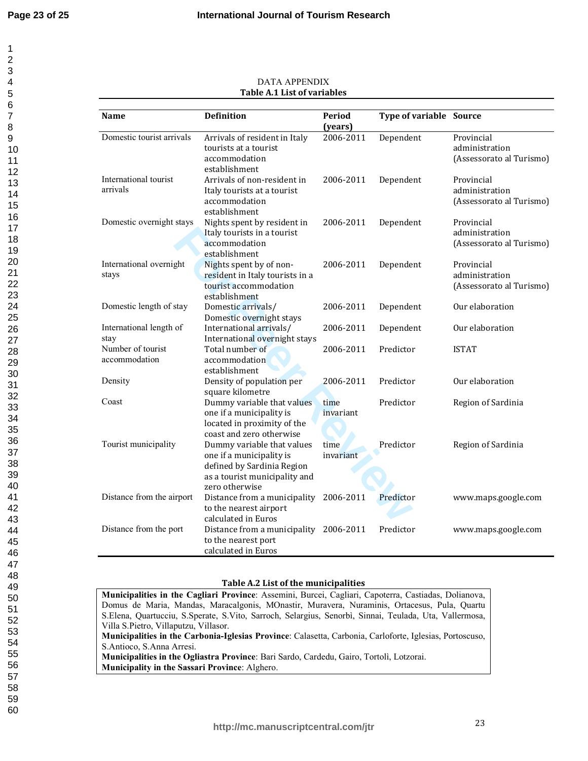DATA APPENDIX

**Table A.1 List of variables**

| Name | Definition | Period (years) | Type of variable | Source |
|---|---|---|---|---|
| Domestic tourist arrivals | Arrivals of resident in Italy tourists at a tourist accommodation establishment | 2006-2011 | Dependent | Provincial administration (Assessorato al Turismo) |
| International tourist arrivals | Arrivals of non-resident in Italy tourists at a tourist accommodation establishment | 2006-2011 | Dependent | Provincial administration (Assessorato al Turismo) |
| Domestic overnight stays | Nights spent by resident in Italy tourists in a tourist accommodation establishment | 2006-2011 | Dependent | Provincial administration (Assessorato al Turismo) |
| International overnight stays | Nights spent by of non-resident in Italy tourists in a tourist accommodation establishment | 2006-2011 | Dependent | Provincial administration (Assessorato al Turismo) |
| Domestic length of stay | Domestic arrivals/ Domestic overnight stays | 2006-2011 | Dependent | Our elaboration |
| International length of stay | International arrivals/ International overnight stays | 2006-2011 | Dependent | Our elaboration |
| Number of tourist accommodation | Total number of accommodation establishment | 2006-2011 | Predictor | ISTAT |
| Density | Density of population per square kilometre | 2006-2011 | Predictor | Our elaboration |
| Coast | Dummy variable that values one if a municipality is located in proximity of the coast and zero otherwise | time invariant | Predictor | Region of Sardinia |
| Tourist municipality | Dummy variable that values one if a municipality is defined by Sardinia Region as a tourist municipality and zero otherwise | time invariant | Predictor | Region of Sardinia |
| Distance from the airport | Distance from a municipality to the nearest airport calculated in Euros | 2006-2011 | Predictor | www.maps.google.com |
| Distance from the port | Distance from a municipality to the nearest port calculated in Euros | 2006-2011 | Predictor | www.maps.google.com |

**Table A.2 List of the municipalities**

**Municipalities in the Cagliari Province**: Assemini, Burcei, Cagliari, Capoterra, Castiadas, Dolianova, Domus de Maria, Mandas, Maracalgonis, MOnastir, Muravera, Nuraminis, Ortacesus, Pula, Quartu S.Elena, Quartucciu, S.Sperate, S.Vito, Sarroch, Selargius, Senorbì, Sinnai, Teulada, Uta, Vallermosa, Villa S.Pietro, Villaputzu, Villasor.
**Municipalities in the Carbonia-Iglesias Province**: Calasetta, Carbonia, Carloforte, Iglesias, Portoscuso, S.Antioco, S.Anna Arresi.
**Municipalities in the Ogliastra Province**: Bari Sardo, Cardedu, Gairo, Tortolì, Lotzorai.
**Municipality in the Sassari Province**: Alghero.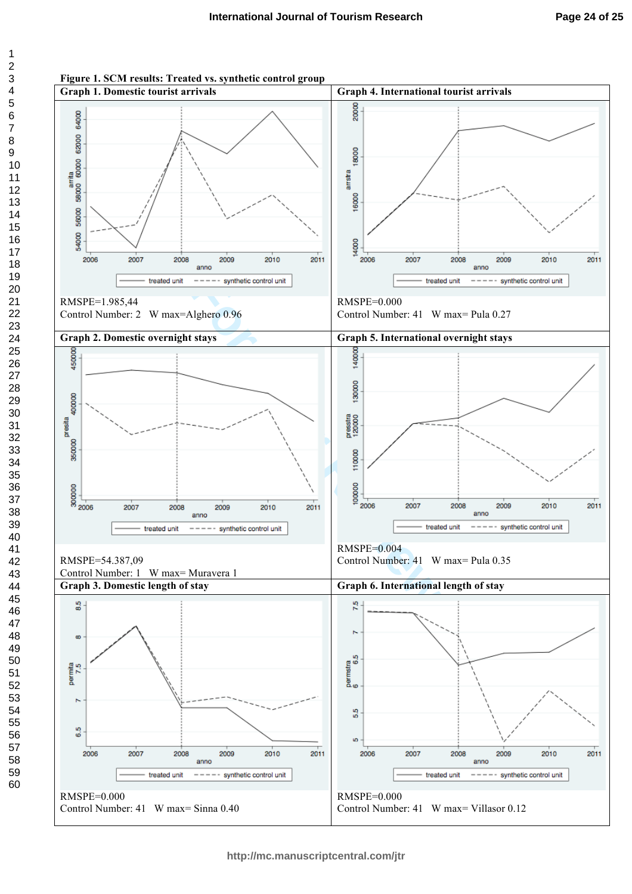**Figure 1. SCM results: Treated vs. synthetic control group**

**Graph 1. Domestic tourist arrivals**

RMSPE=1.985,44
Control Number: 2   W max=Alghero 0.96

**Graph 4. International tourist arrivals**

RMSPE=0.000
Control Number: 41   W max= Pula 0.27

**Graph 2. Domestic overnight stays**

RMSPE=54.387,09
Control Number: 1   W max= Muravera 1

**Graph 5. International overnight stays**

RMSPE=0.004
Control Number: 41   W max= Pula 0.35

**Graph 3. Domestic length of stay**

RMSPE=0.000
Control Number: 41   W max= Sinna 0.40

**Graph 6. International length of stay**

RMSPE=0.000
Control Number: 41   W max= Villasor 0.12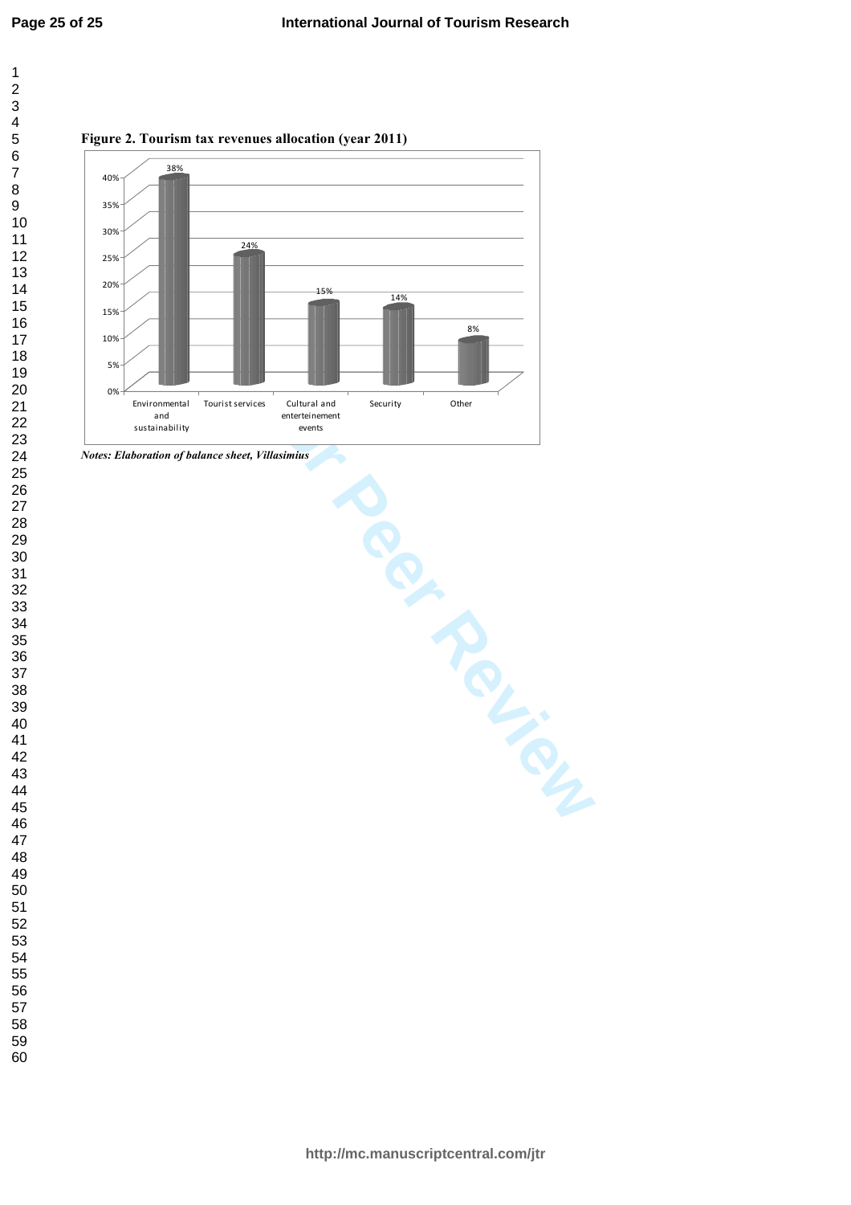**Figure 2. Tourism tax revenues allocation (year 2011)**

40%
35%
30%
25%
20%
15%
10%
5%
0%

38%
24%
15%
14%
8%

Environmental and sustainability
Tourist services
Cultural and enterteinement events
Security
Other

***Notes: Elaboration of balance sheet, Villasimius***